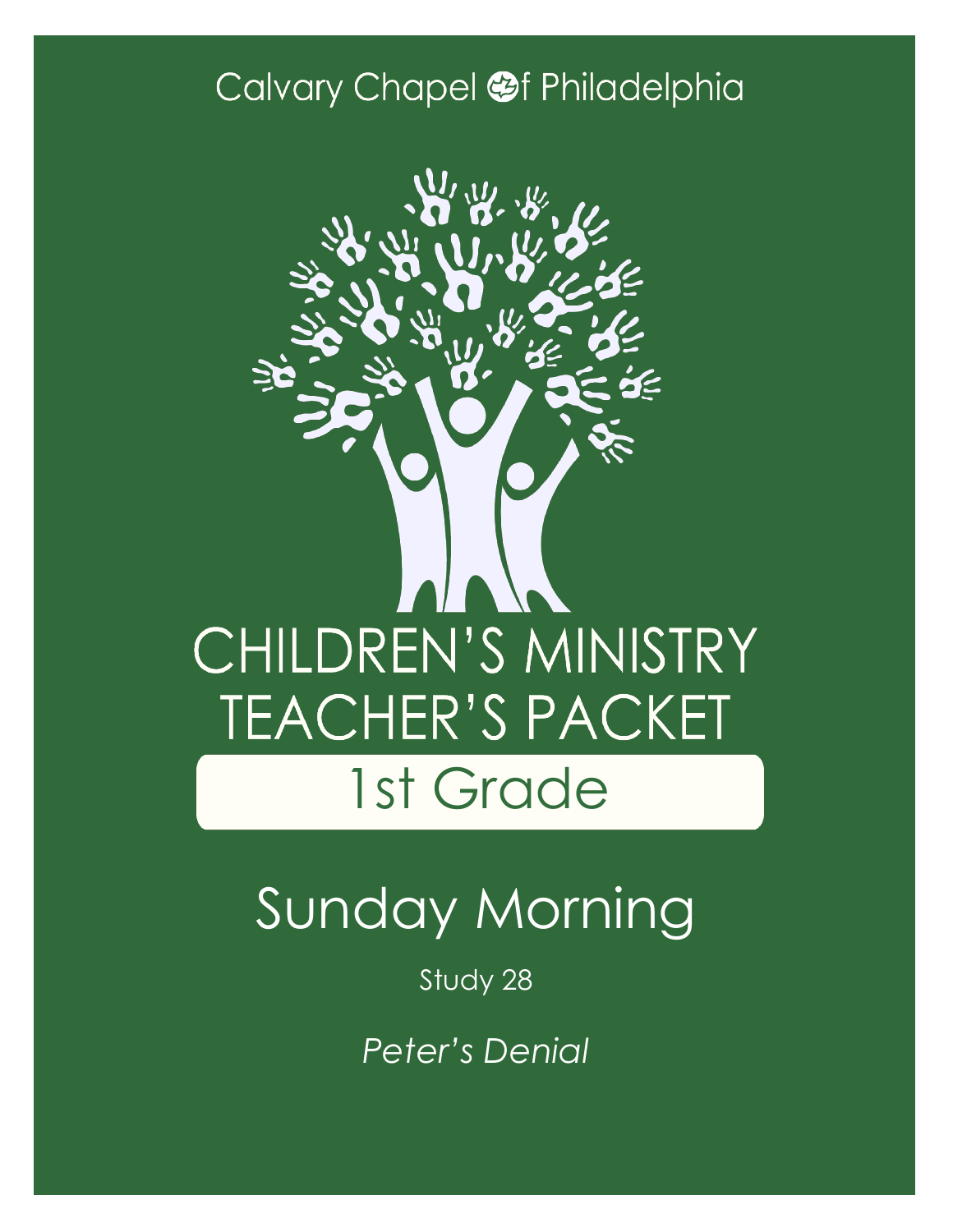Calvary Chapel of Philadelphia

# CHILDREN'S MINISTRY TEACHER'S PACKET

## 1st Grade

# Sunday Morning

Study 28

*Peter's Denial*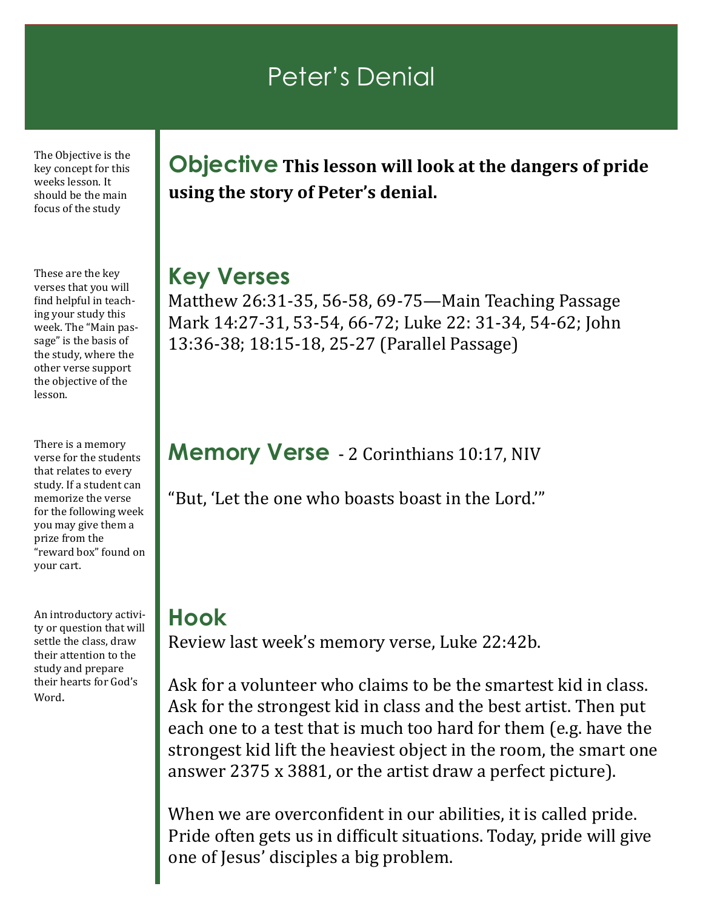# Peter's Denial

The Objective is the key concept for this weeks lesson. It should be the main focus of the study

## Objective

**This lesson will look at the dangers of pride using the story of Peter's denial.**

These are the key verses that you will find helpful in teaching your study this week. The "Main passage" is the basis of the study, where the other verse support the objective of the lesson.

## Key Verses

Matthew 26:31-35, 56-58, 69-75—Main Teaching Passage
Mark 14:27-31, 53-54, 66-72; Luke 22: 31-34, 54-62; John 13:36-38; 18:15-18, 25-27 (Parallel Passage)

There is a memory verse for the students that relates to every study. If a student can memorize the verse for the following week you may give them a prize from the "reward box" found on your cart.

## Memory Verse - 2 Corinthians 10:17, NIV

"But, 'Let the one who boasts boast in the Lord.'"

An introductory activity or question that will settle the class, draw their attention to the study and prepare their hearts for God's Word.

## Hook

Review last week's memory verse, Luke 22:42b.

Ask for a volunteer who claims to be the smartest kid in class. Ask for the strongest kid in class and the best artist. Then put each one to a test that is much too hard for them (e.g. have the strongest kid lift the heaviest object in the room, the smart one answer 2375 x 3881, or the artist draw a perfect picture).

When we are overconfident in our abilities, it is called pride. Pride often gets us in difficult situations. Today, pride will give one of Jesus' disciples a big problem.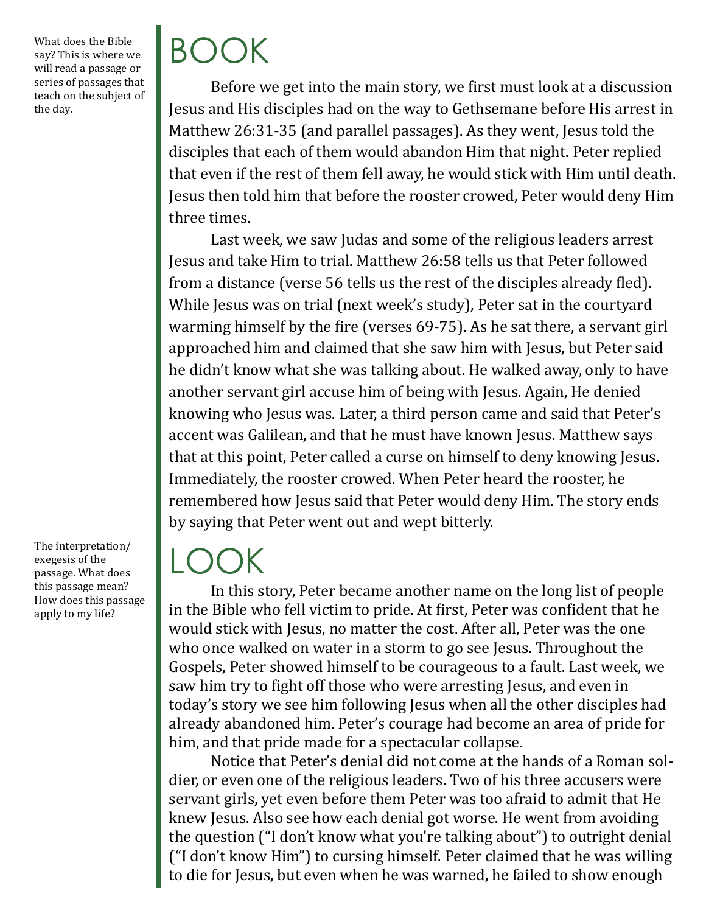What does the Bible say? This is where we will read a passage or series of passages that teach on the subject of the day.

# BOOK

Before we get into the main story, we first must look at a discussion Jesus and His disciples had on the way to Gethsemane before His arrest in Matthew 26:31-35 (and parallel passages). As they went, Jesus told the disciples that each of them would abandon Him that night. Peter replied that even if the rest of them fell away, he would stick with Him until death. Jesus then told him that before the rooster crowed, Peter would deny Him three times.

Last week, we saw Judas and some of the religious leaders arrest Jesus and take Him to trial. Matthew 26:58 tells us that Peter followed from a distance (verse 56 tells us the rest of the disciples already fled). While Jesus was on trial (next week's study), Peter sat in the courtyard warming himself by the fire (verses 69-75). As he sat there, a servant girl approached him and claimed that she saw him with Jesus, but Peter said he didn't know what she was talking about. He walked away, only to have another servant girl accuse him of being with Jesus. Again, He denied knowing who Jesus was. Later, a third person came and said that Peter's accent was Galilean, and that he must have known Jesus. Matthew says that at this point, Peter called a curse on himself to deny knowing Jesus. Immediately, the rooster crowed. When Peter heard the rooster, he remembered how Jesus said that Peter would deny Him. The story ends by saying that Peter went out and wept bitterly.

The interpretation/exegesis of the passage. What does this passage mean? How does this passage apply to my life?

# LOOK

In this story, Peter became another name on the long list of people in the Bible who fell victim to pride. At first, Peter was confident that he would stick with Jesus, no matter the cost. After all, Peter was the one who once walked on water in a storm to go see Jesus. Throughout the Gospels, Peter showed himself to be courageous to a fault. Last week, we saw him try to fight off those who were arresting Jesus, and even in today's story we see him following Jesus when all the other disciples had already abandoned him. Peter's courage had become an area of pride for him, and that pride made for a spectacular collapse.

Notice that Peter's denial did not come at the hands of a Roman soldier, or even one of the religious leaders. Two of his three accusers were servant girls, yet even before them Peter was too afraid to admit that He knew Jesus. Also see how each denial got worse. He went from avoiding the question ("I don't know what you're talking about") to outright denial ("I don't know Him") to cursing himself. Peter claimed that he was willing to die for Jesus, but even when he was warned, he failed to show enough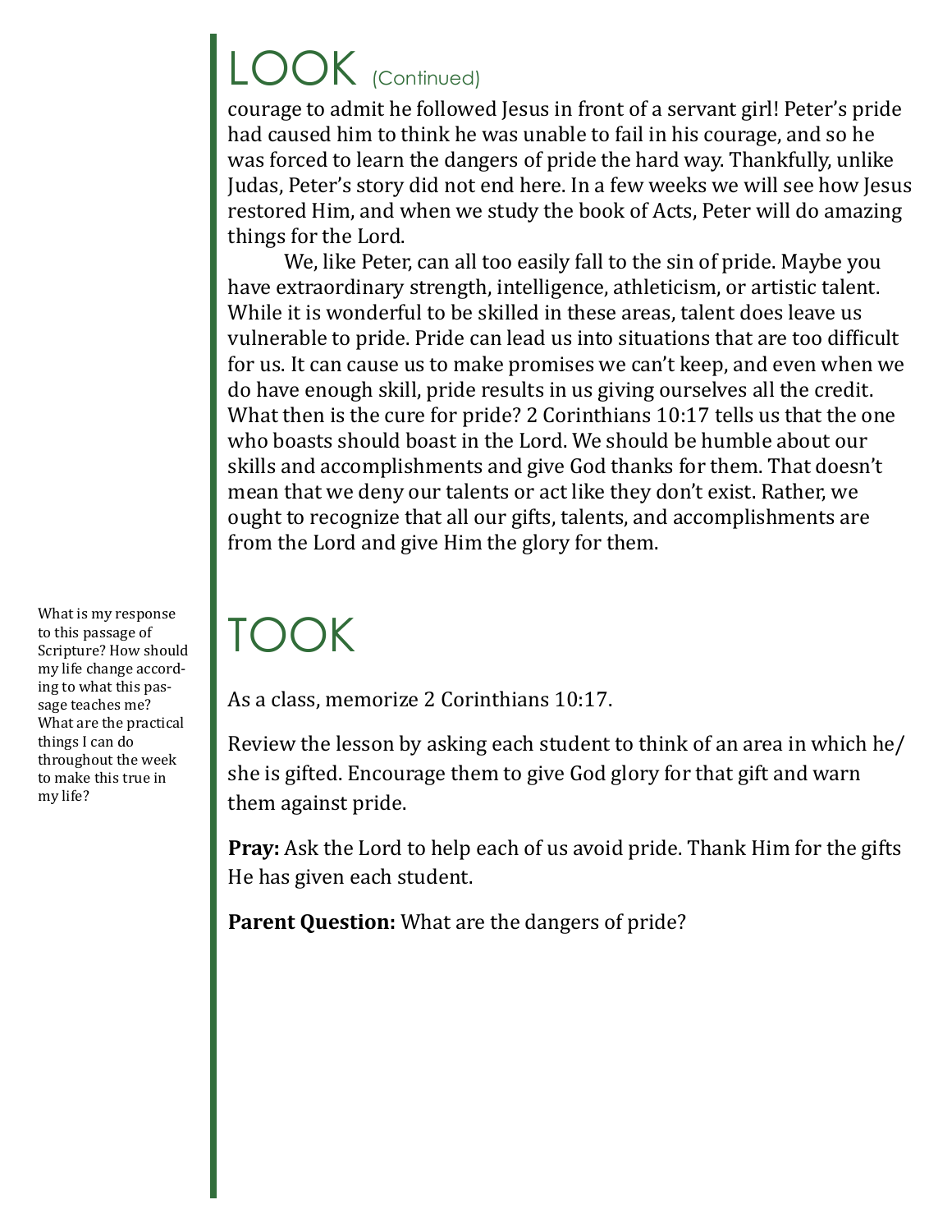## LOOK (Continued)

courage to admit he followed Jesus in front of a servant girl! Peter's pride had caused him to think he was unable to fail in his courage, and so he was forced to learn the dangers of pride the hard way. Thankfully, unlike Judas, Peter's story did not end here. In a few weeks we will see how Jesus restored Him, and when we study the book of Acts, Peter will do amazing things for the Lord.

We, like Peter, can all too easily fall to the sin of pride. Maybe you have extraordinary strength, intelligence, athleticism, or artistic talent. While it is wonderful to be skilled in these areas, talent does leave us vulnerable to pride. Pride can lead us into situations that are too difficult for us. It can cause us to make promises we can't keep, and even when we do have enough skill, pride results in us giving ourselves all the credit. What then is the cure for pride? 2 Corinthians 10:17 tells us that the one who boasts should boast in the Lord. We should be humble about our skills and accomplishments and give God thanks for them. That doesn't mean that we deny our talents or act like they don't exist. Rather, we ought to recognize that all our gifts, talents, and accomplishments are from the Lord and give Him the glory for them.

## TOOK

What is my response to this passage of Scripture? How should my life change according to what this passage teaches me? What are the practical things I can do throughout the week to make this true in my life?

As a class, memorize 2 Corinthians 10:17.

Review the lesson by asking each student to think of an area in which he/she is gifted. Encourage them to give God glory for that gift and warn them against pride.

**Pray:** Ask the Lord to help each of us avoid pride. Thank Him for the gifts He has given each student.

**Parent Question:** What are the dangers of pride?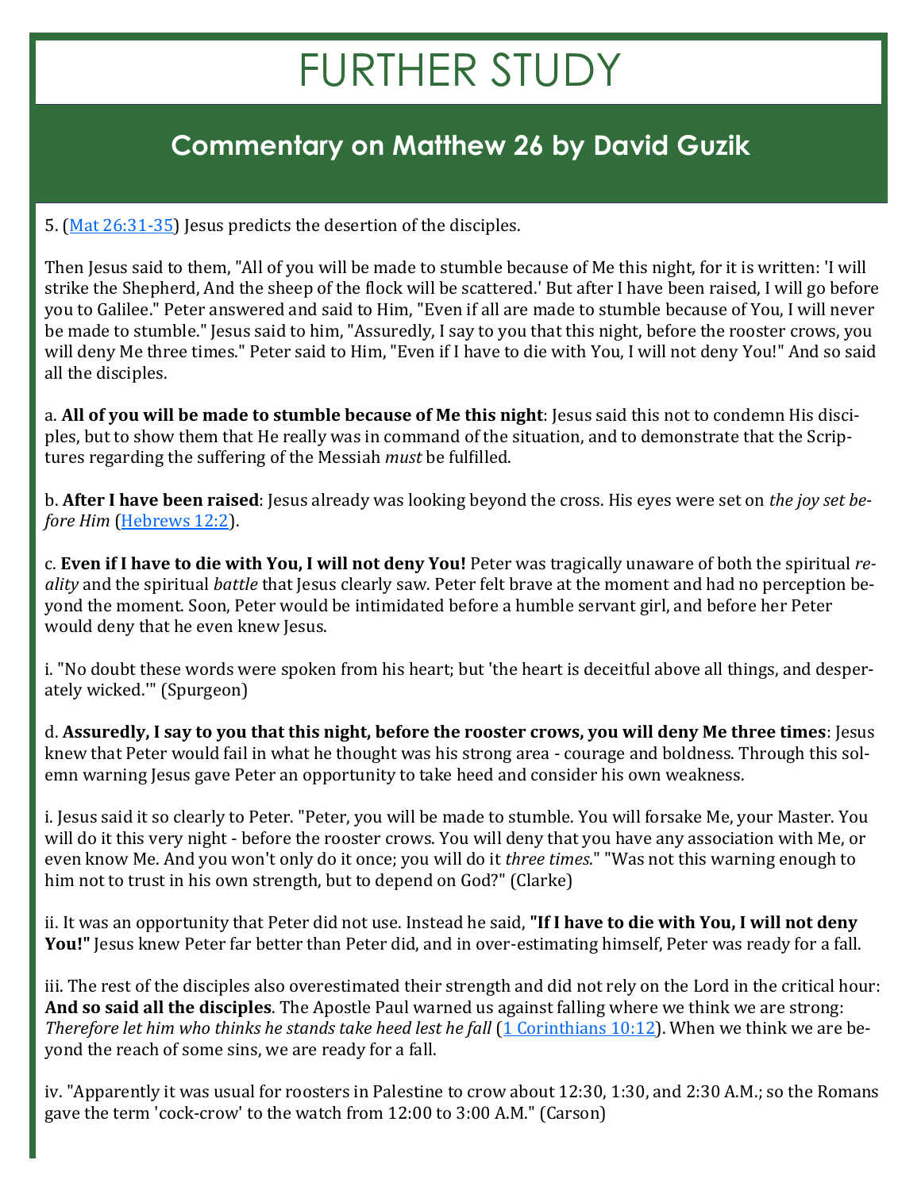# FURTHER STUDY

## Commentary on Matthew 26 by David Guzik

5. (Mat 26:31-35) Jesus predicts the desertion of the disciples.

Then Jesus said to them, "All of you will be made to stumble because of Me this night, for it is written: 'I will strike the Shepherd, And the sheep of the flock will be scattered.' But after I have been raised, I will go before you to Galilee." Peter answered and said to Him, "Even if all are made to stumble because of You, I will never be made to stumble." Jesus said to him, "Assuredly, I say to you that this night, before the rooster crows, you will deny Me three times." Peter said to Him, "Even if I have to die with You, I will not deny You!" And so said all the disciples.

a. **All of you will be made to stumble because of Me this night**: Jesus said this not to condemn His disciples, but to show them that He really was in command of the situation, and to demonstrate that the Scriptures regarding the suffering of the Messiah *must* be fulfilled.

b. **After I have been raised**: Jesus already was looking beyond the cross. His eyes were set on *the joy set before Him* (Hebrews 12:2).

c. **Even if I have to die with You, I will not deny You!** Peter was tragically unaware of both the spiritual *reality* and the spiritual *battle* that Jesus clearly saw. Peter felt brave at the moment and had no perception beyond the moment. Soon, Peter would be intimidated before a humble servant girl, and before her Peter would deny that he even knew Jesus.

i. "No doubt these words were spoken from his heart; but 'the heart is deceitful above all things, and desperately wicked.'" (Spurgeon)

d. **Assuredly, I say to you that this night, before the rooster crows, you will deny Me three times**: Jesus knew that Peter would fail in what he thought was his strong area - courage and boldness. Through this solemn warning Jesus gave Peter an opportunity to take heed and consider his own weakness.

i. Jesus said it so clearly to Peter. "Peter, you will be made to stumble. You will forsake Me, your Master. You will do it this very night - before the rooster crows. You will deny that you have any association with Me, or even know Me. And you won't only do it once; you will do it *three times*." "Was not this warning enough to him not to trust in his own strength, but to depend on God?" (Clarke)

ii. It was an opportunity that Peter did not use. Instead he said, **"If I have to die with You, I will not deny You!"** Jesus knew Peter far better than Peter did, and in over-estimating himself, Peter was ready for a fall.

iii. The rest of the disciples also overestimated their strength and did not rely on the Lord in the critical hour: **And so said all the disciples**. The Apostle Paul warned us against falling where we think we are strong: *Therefore let him who thinks he stands take heed lest he fall* (1 Corinthians 10:12). When we think we are beyond the reach of some sins, we are ready for a fall.

iv. "Apparently it was usual for roosters in Palestine to crow about 12:30, 1:30, and 2:30 A.M.; so the Romans gave the term 'cock-crow' to the watch from 12:00 to 3:00 A.M." (Carson)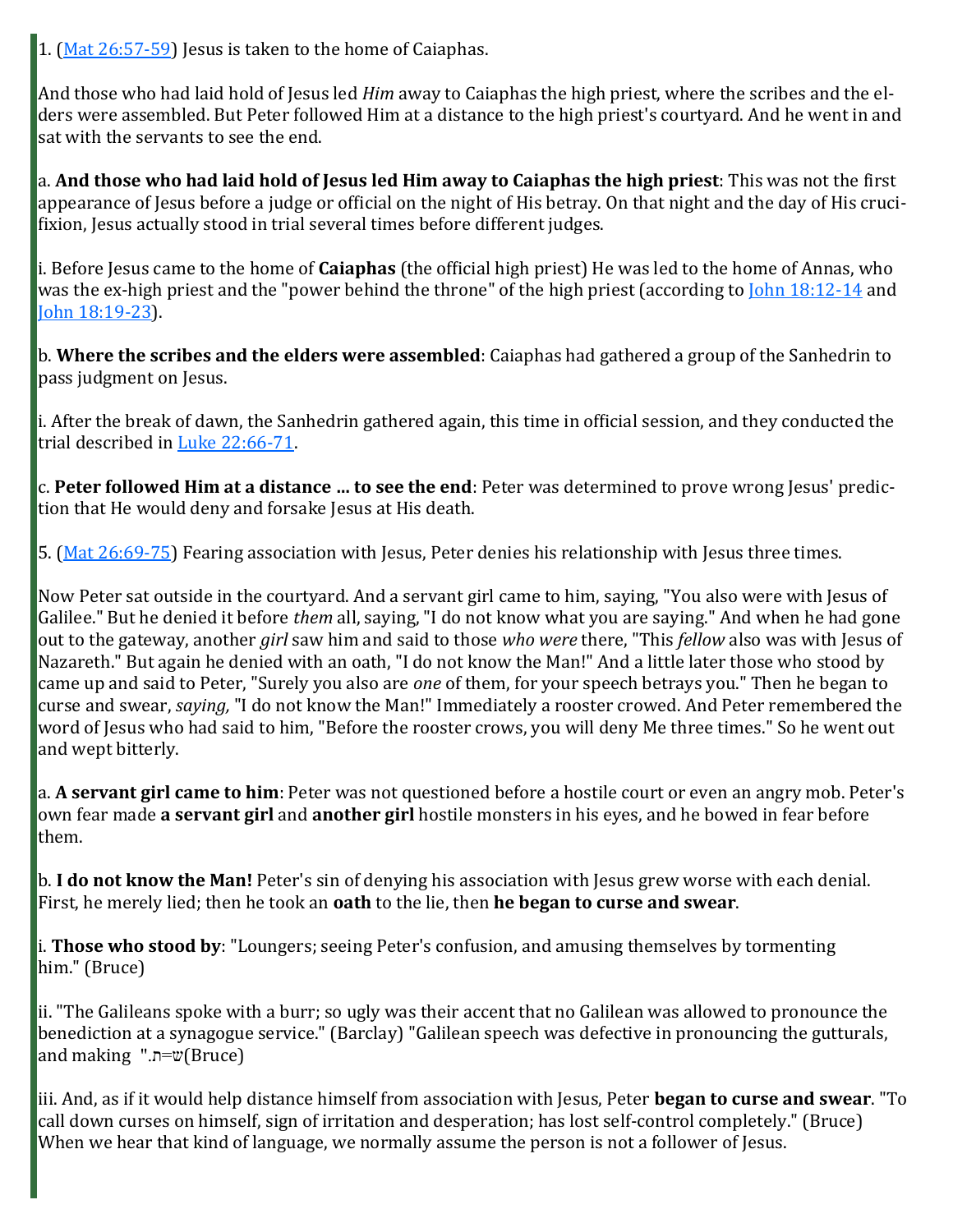1. (Mat 26:57-59) Jesus is taken to the home of Caiaphas.

And those who had laid hold of Jesus led *Him* away to Caiaphas the high priest, where the scribes and the elders were assembled. But Peter followed Him at a distance to the high priest's courtyard. And he went in and sat with the servants to see the end.

a. **And those who had laid hold of Jesus led Him away to Caiaphas the high priest**: This was not the first appearance of Jesus before a judge or official on the night of His betray. On that night and the day of His crucifixion, Jesus actually stood in trial several times before different judges.

i. Before Jesus came to the home of **Caiaphas** (the official high priest) He was led to the home of Annas, who was the ex-high priest and the "power behind the throne" of the high priest (according to John 18:12-14 and John 18:19-23).

b. **Where the scribes and the elders were assembled**: Caiaphas had gathered a group of the Sanhedrin to pass judgment on Jesus.

i. After the break of dawn, the Sanhedrin gathered again, this time in official session, and they conducted the trial described in Luke 22:66-71.

c. **Peter followed Him at a distance ... to see the end**: Peter was determined to prove wrong Jesus' prediction that He would deny and forsake Jesus at His death.

5. (Mat 26:69-75) Fearing association with Jesus, Peter denies his relationship with Jesus three times.

Now Peter sat outside in the courtyard. And a servant girl came to him, saying, "You also were with Jesus of Galilee." But he denied it before *them* all, saying, "I do not know what you are saying." And when he had gone out to the gateway, another *girl* saw him and said to those *who were* there, "This *fellow* also was with Jesus of Nazareth." But again he denied with an oath, "I do not know the Man!" And a little later those who stood by came up and said to Peter, "Surely you also are *one* of them, for your speech betrays you." Then he began to curse and swear, *saying,* "I do not know the Man!" Immediately a rooster crowed. And Peter remembered the word of Jesus who had said to him, "Before the rooster crows, you will deny Me three times." So he went out and wept bitterly.

a. **A servant girl came to him**: Peter was not questioned before a hostile court or even an angry mob. Peter's own fear made **a servant girl** and **another girl** hostile monsters in his eyes, and he bowed in fear before them.

b. **I do not know the Man!** Peter's sin of denying his association with Jesus grew worse with each denial. First, he merely lied; then he took an **oath** to the lie, then **he began to curse and swear**.

i. **Those who stood by**: "Loungers; seeing Peter's confusion, and amusing themselves by tormenting him." (Bruce)

ii. "The Galileans spoke with a burr; so ugly was their accent that no Galilean was allowed to pronounce the benediction at a synagogue service." (Barclay) "Galilean speech was defective in pronouncing the gutturals, and making ש=ת." (Bruce)

iii. And, as if it would help distance himself from association with Jesus, Peter **began to curse and swear**. "To call down curses on himself, sign of irritation and desperation; has lost self-control completely." (Bruce) When we hear that kind of language, we normally assume the person is not a follower of Jesus.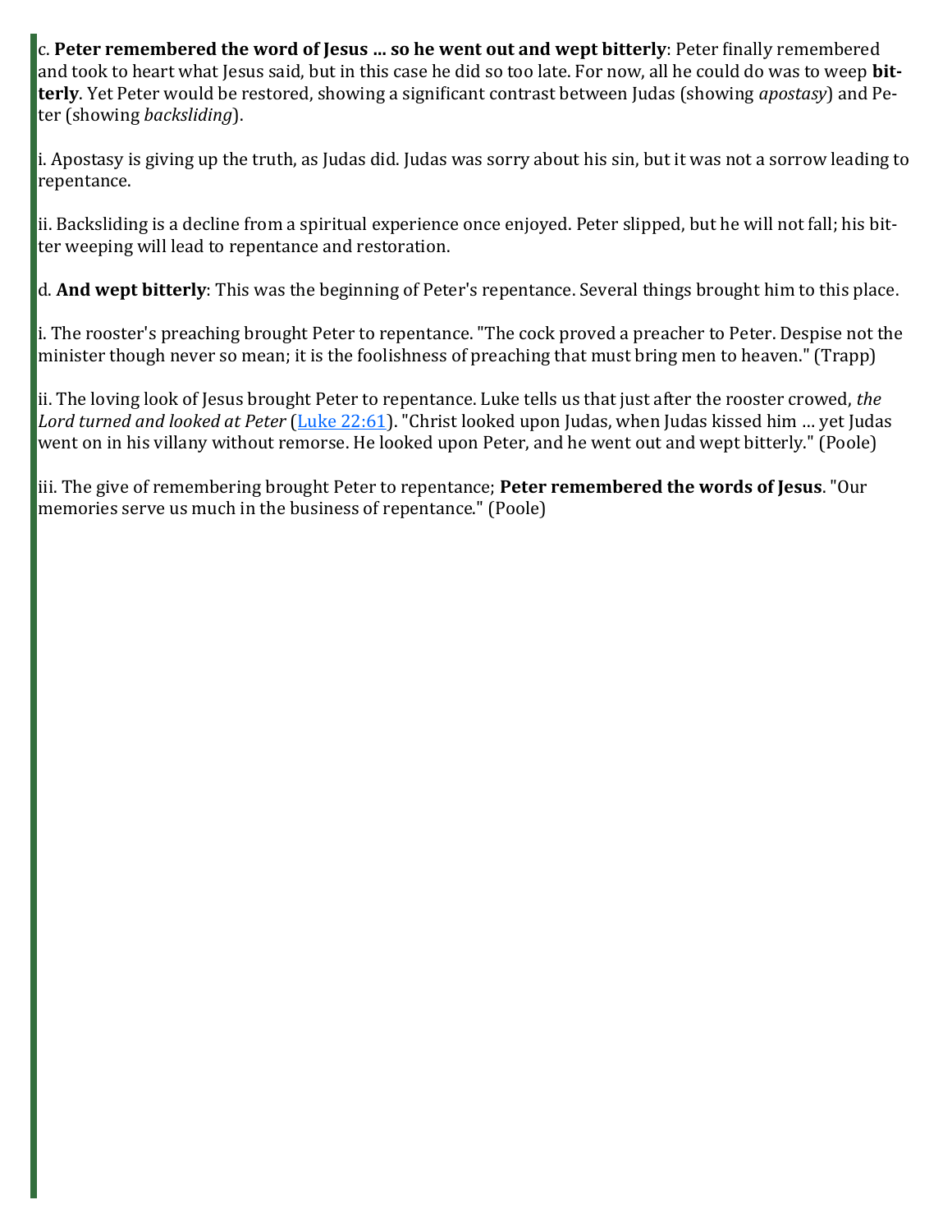c. **Peter remembered the word of Jesus … so he went out and wept bitterly**: Peter finally remembered and took to heart what Jesus said, but in this case he did so too late. For now, all he could do was to weep **bitterly**. Yet Peter would be restored, showing a significant contrast between Judas (showing *apostasy*) and Peter (showing *backsliding*).

i. Apostasy is giving up the truth, as Judas did. Judas was sorry about his sin, but it was not a sorrow leading to repentance.

ii. Backsliding is a decline from a spiritual experience once enjoyed. Peter slipped, but he will not fall; his bitter weeping will lead to repentance and restoration.

d. **And wept bitterly**: This was the beginning of Peter's repentance. Several things brought him to this place.

i. The rooster's preaching brought Peter to repentance. "The cock proved a preacher to Peter. Despise not the minister though never so mean; it is the foolishness of preaching that must bring men to heaven." (Trapp)

ii. The loving look of Jesus brought Peter to repentance. Luke tells us that just after the rooster crowed, *the Lord turned and looked at Peter* (Luke 22:61). "Christ looked upon Judas, when Judas kissed him … yet Judas went on in his villany without remorse. He looked upon Peter, and he went out and wept bitterly." (Poole)

iii. The give of remembering brought Peter to repentance; **Peter remembered the words of Jesus**. "Our memories serve us much in the business of repentance." (Poole)